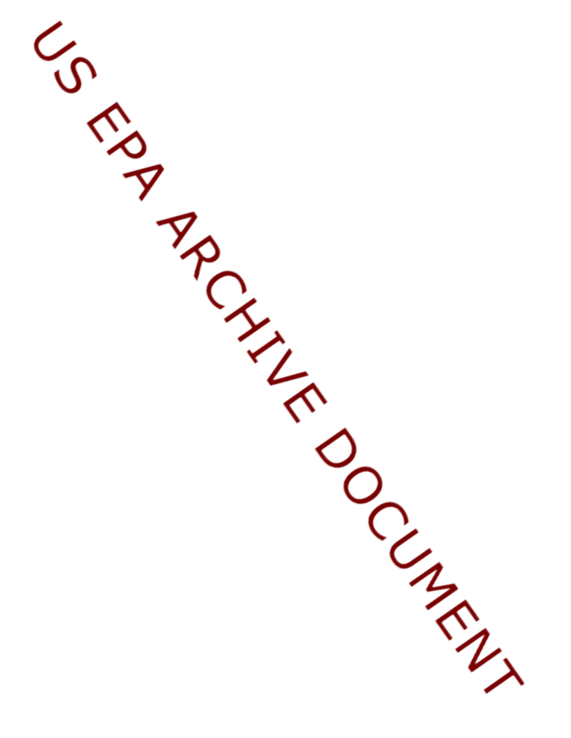US EPA ARCHIVE DOCUMENT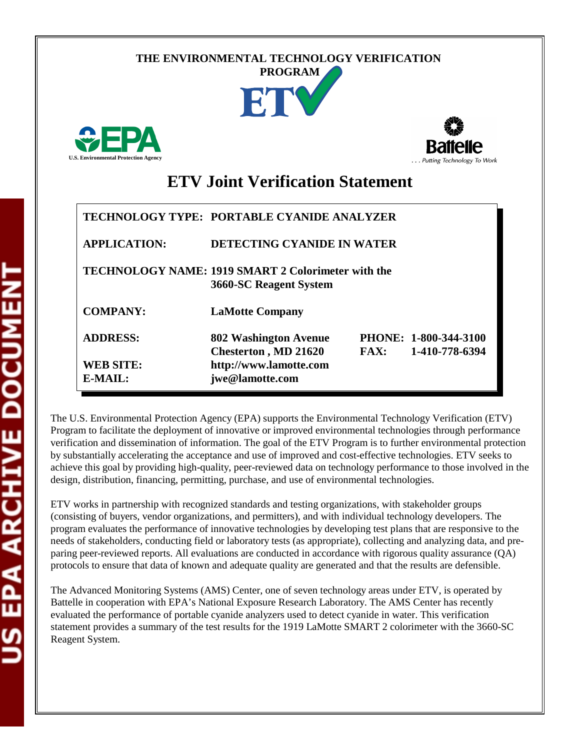THE ENVIRONMENTAL TECHNOLOGY VERIFICATION PROGRAM

# ETV Joint Verification Statement

| | |
|---|---|
| **TECHNOLOGY TYPE:** | **PORTABLE CYANIDE ANALYZER** |
| **APPLICATION:** | **DETECTING CYANIDE IN WATER** |
| **TECHNOLOGY NAME:** | **1919 SMART 2 Colorimeter with the 3660-SC Reagent System** |
| **COMPANY:** | **LaMotte Company** |
| **ADDRESS:** | **802 Washington Avenue Chesterton , MD 21620** |
| **PHONE:** | **1-800-344-3100** |
| **FAX:** | **1-410-778-6394** |
| **WEB SITE:** | **http://www.lamotte.com** |
| **E-MAIL:** | **jwe@lamotte.com** |

The U.S. Environmental Protection Agency (EPA) supports the Environmental Technology Verification (ETV) Program to facilitate the deployment of innovative or improved environmental technologies through performance verification and dissemination of information. The goal of the ETV Program is to further environmental protection by substantially accelerating the acceptance and use of improved and cost-effective technologies. ETV seeks to achieve this goal by providing high-quality, peer-reviewed data on technology performance to those involved in the design, distribution, financing, permitting, purchase, and use of environmental technologies.

ETV works in partnership with recognized standards and testing organizations, with stakeholder groups (consisting of buyers, vendor organizations, and permitters), and with individual technology developers. The program evaluates the performance of innovative technologies by developing test plans that are responsive to the needs of stakeholders, conducting field or laboratory tests (as appropriate), collecting and analyzing data, and preparing peer-reviewed reports. All evaluations are conducted in accordance with rigorous quality assurance (QA) protocols to ensure that data of known and adequate quality are generated and that the results are defensible.

The Advanced Monitoring Systems (AMS) Center, one of seven technology areas under ETV, is operated by Battelle in cooperation with EPA's National Exposure Research Laboratory. The AMS Center has recently evaluated the performance of portable cyanide analyzers used to detect cyanide in water. This verification statement provides a summary of the test results for the 1919 LaMotte SMART 2 colorimeter with the 3660-SC Reagent System.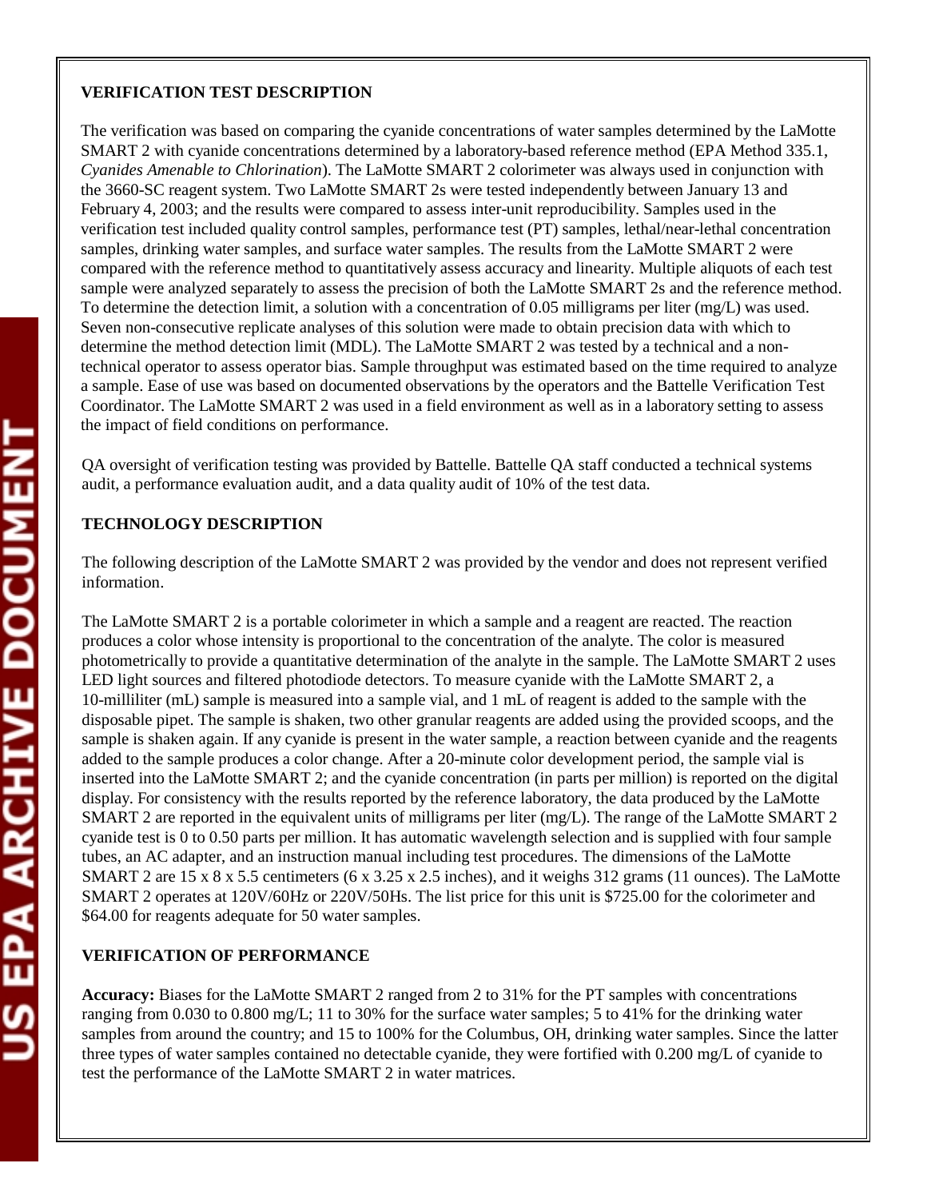**VERIFICATION TEST DESCRIPTION**

The verification was based on comparing the cyanide concentrations of water samples determined by the LaMotte SMART 2 with cyanide concentrations determined by a laboratory-based reference method (EPA Method 335.1, *Cyanides Amenable to Chlorination*). The LaMotte SMART 2 colorimeter was always used in conjunction with the 3660-SC reagent system. Two LaMotte SMART 2s were tested independently between January 13 and February 4, 2003; and the results were compared to assess inter-unit reproducibility. Samples used in the verification test included quality control samples, performance test (PT) samples, lethal/near-lethal concentration samples, drinking water samples, and surface water samples. The results from the LaMotte SMART 2 were compared with the reference method to quantitatively assess accuracy and linearity. Multiple aliquots of each test sample were analyzed separately to assess the precision of both the LaMotte SMART 2s and the reference method. To determine the detection limit, a solution with a concentration of 0.05 milligrams per liter (mg/L) was used. Seven non-consecutive replicate analyses of this solution were made to obtain precision data with which to determine the method detection limit (MDL). The LaMotte SMART 2 was tested by a technical and a non-technical operator to assess operator bias. Sample throughput was estimated based on the time required to analyze a sample. Ease of use was based on documented observations by the operators and the Battelle Verification Test Coordinator. The LaMotte SMART 2 was used in a field environment as well as in a laboratory setting to assess the impact of field conditions on performance.

QA oversight of verification testing was provided by Battelle. Battelle QA staff conducted a technical systems audit, a performance evaluation audit, and a data quality audit of 10% of the test data.

**TECHNOLOGY DESCRIPTION**

The following description of the LaMotte SMART 2 was provided by the vendor and does not represent verified information.

The LaMotte SMART 2 is a portable colorimeter in which a sample and a reagent are reacted. The reaction produces a color whose intensity is proportional to the concentration of the analyte. The color is measured photometrically to provide a quantitative determination of the analyte in the sample. The LaMotte SMART 2 uses LED light sources and filtered photodiode detectors. To measure cyanide with the LaMotte SMART 2, a 10-milliliter (mL) sample is measured into a sample vial, and 1 mL of reagent is added to the sample with the disposable pipet. The sample is shaken, two other granular reagents are added using the provided scoops, and the sample is shaken again. If any cyanide is present in the water sample, a reaction between cyanide and the reagents added to the sample produces a color change. After a 20-minute color development period, the sample vial is inserted into the LaMotte SMART 2; and the cyanide concentration (in parts per million) is reported on the digital display. For consistency with the results reported by the reference laboratory, the data produced by the LaMotte SMART 2 are reported in the equivalent units of milligrams per liter (mg/L). The range of the LaMotte SMART 2 cyanide test is 0 to 0.50 parts per million. It has automatic wavelength selection and is supplied with four sample tubes, an AC adapter, and an instruction manual including test procedures. The dimensions of the LaMotte SMART 2 are 15 x 8 x 5.5 centimeters (6 x 3.25 x 2.5 inches), and it weighs 312 grams (11 ounces). The LaMotte SMART 2 operates at 120V/60Hz or 220V/50Hs. The list price for this unit is $725.00 for the colorimeter and $64.00 for reagents adequate for 50 water samples.

**VERIFICATION OF PERFORMANCE**

**Accuracy:** Biases for the LaMotte SMART 2 ranged from 2 to 31% for the PT samples with concentrations ranging from 0.030 to 0.800 mg/L; 11 to 30% for the surface water samples; 5 to 41% for the drinking water samples from around the country; and 15 to 100% for the Columbus, OH, drinking water samples. Since the latter three types of water samples contained no detectable cyanide, they were fortified with 0.200 mg/L of cyanide to test the performance of the LaMotte SMART 2 in water matrices.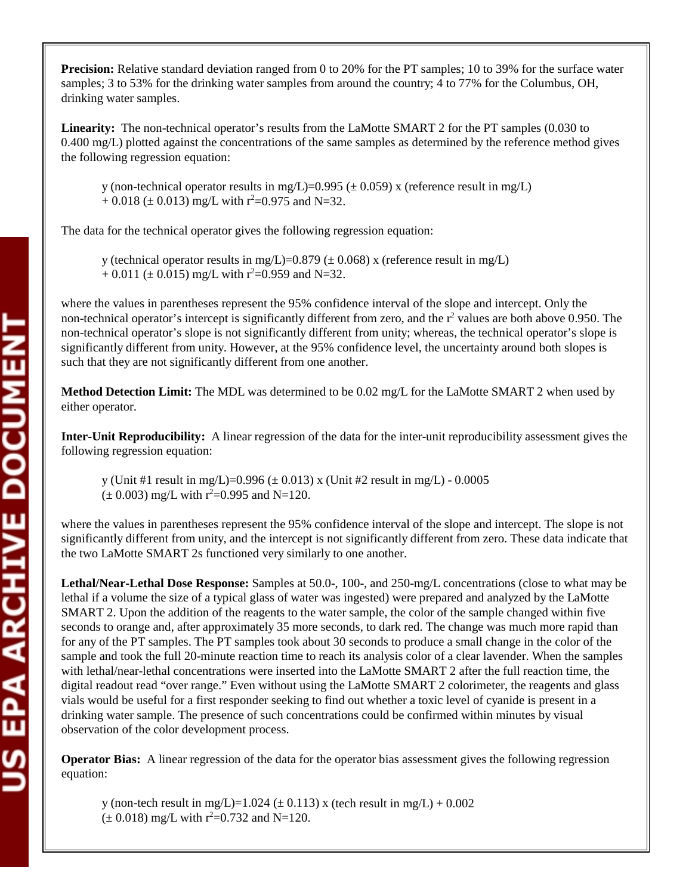**Precision:** Relative standard deviation ranged from 0 to 20% for the PT samples; 10 to 39% for the surface water samples; 3 to 53% for the drinking water samples from around the country; 4 to 77% for the Columbus, OH, drinking water samples.

**Linearity:** The non-technical operator's results from the LaMotte SMART 2 for the PT samples (0.030 to 0.400 mg/L) plotted against the concentrations of the same samples as determined by the reference method gives the following regression equation:

> y (non-technical operator results in mg/L)=0.995 (± 0.059) x (reference result in mg/L) + 0.018 (± 0.013) mg/L with $r^2$=0.975 and N=32.

The data for the technical operator gives the following regression equation:

> y (technical operator results in mg/L)=0.879 (± 0.068) x (reference result in mg/L) + 0.011 (± 0.015) mg/L with $r^2$=0.959 and N=32.

where the values in parentheses represent the 95% confidence interval of the slope and intercept. Only the non-technical operator's intercept is significantly different from zero, and the $r^2$ values are both above 0.950. The non-technical operator's slope is not significantly different from unity; whereas, the technical operator's slope is significantly different from unity. However, at the 95% confidence level, the uncertainty around both slopes is such that they are not significantly different from one another.

**Method Detection Limit:** The MDL was determined to be 0.02 mg/L for the LaMotte SMART 2 when used by either operator.

**Inter-Unit Reproducibility:** A linear regression of the data for the inter-unit reproducibility assessment gives the following regression equation:

> y (Unit #1 result in mg/L)=0.996 (± 0.013) x (Unit #2 result in mg/L) - 0.0005 (± 0.003) mg/L with $r^2$=0.995 and N=120.

where the values in parentheses represent the 95% confidence interval of the slope and intercept. The slope is not significantly different from unity, and the intercept is not significantly different from zero. These data indicate that the two LaMotte SMART 2s functioned very similarly to one another.

**Lethal/Near-Lethal Dose Response:** Samples at 50.0-, 100-, and 250-mg/L concentrations (close to what may be lethal if a volume the size of a typical glass of water was ingested) were prepared and analyzed by the LaMotte SMART 2. Upon the addition of the reagents to the water sample, the color of the sample changed within five seconds to orange and, after approximately 35 more seconds, to dark red. The change was much more rapid than for any of the PT samples. The PT samples took about 30 seconds to produce a small change in the color of the sample and took the full 20-minute reaction time to reach its analysis color of a clear lavender. When the samples with lethal/near-lethal concentrations were inserted into the LaMotte SMART 2 after the full reaction time, the digital readout read "over range." Even without using the LaMotte SMART 2 colorimeter, the reagents and glass vials would be useful for a first responder seeking to find out whether a toxic level of cyanide is present in a drinking water sample. The presence of such concentrations could be confirmed within minutes by visual observation of the color development process.

**Operator Bias:** A linear regression of the data for the operator bias assessment gives the following regression equation:

> y (non-tech result in mg/L)=1.024 (± 0.113) x (tech result in mg/L) + 0.002 (± 0.018) mg/L with $r^2$=0.732 and N=120.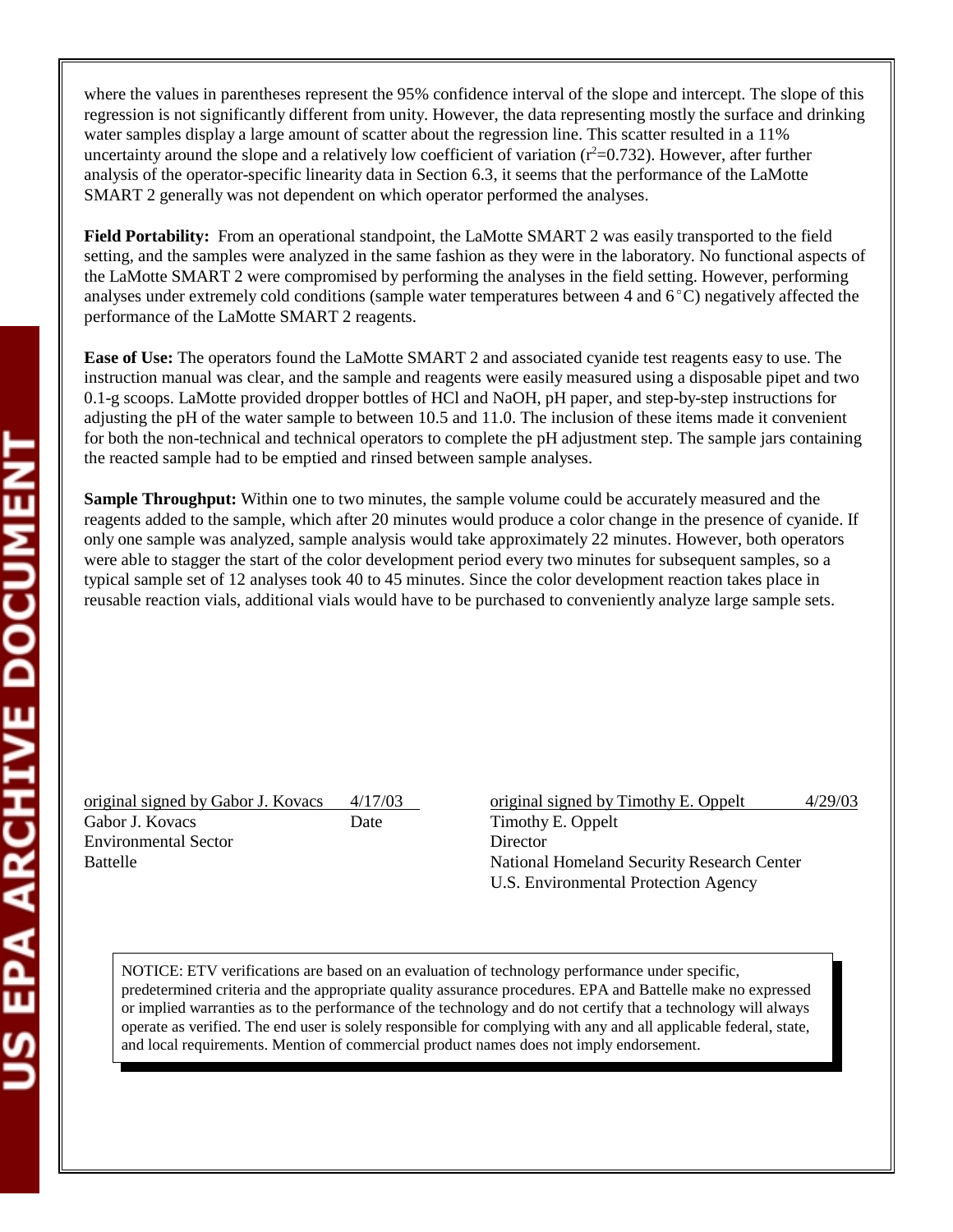where the values in parentheses represent the 95% confidence interval of the slope and intercept. The slope of this regression is not significantly different from unity. However, the data representing mostly the surface and drinking water samples display a large amount of scatter about the regression line. This scatter resulted in a 11% uncertainty around the slope and a relatively low coefficient of variation ($r^2$=0.732). However, after further analysis of the operator-specific linearity data in Section 6.3, it seems that the performance of the LaMotte SMART 2 generally was not dependent on which operator performed the analyses.

**Field Portability:** From an operational standpoint, the LaMotte SMART 2 was easily transported to the field setting, and the samples were analyzed in the same fashion as they were in the laboratory. No functional aspects of the LaMotte SMART 2 were compromised by performing the analyses in the field setting. However, performing analyses under extremely cold conditions (sample water temperatures between 4 and 6°C) negatively affected the performance of the LaMotte SMART 2 reagents.

**Ease of Use:** The operators found the LaMotte SMART 2 and associated cyanide test reagents easy to use. The instruction manual was clear, and the sample and reagents were easily measured using a disposable pipet and two 0.1-g scoops. LaMotte provided dropper bottles of HCl and NaOH, pH paper, and step-by-step instructions for adjusting the pH of the water sample to between 10.5 and 11.0. The inclusion of these items made it convenient for both the non-technical and technical operators to complete the pH adjustment step. The sample jars containing the reacted sample had to be emptied and rinsed between sample analyses.

**Sample Throughput:** Within one to two minutes, the sample volume could be accurately measured and the reagents added to the sample, which after 20 minutes would produce a color change in the presence of cyanide. If only one sample was analyzed, sample analysis would take approximately 22 minutes. However, both operators were able to stagger the start of the color development period every two minutes for subsequent samples, so a typical sample set of 12 analyses took 40 to 45 minutes. Since the color development reaction takes place in reusable reaction vials, additional vials would have to be purchased to conveniently analyze large sample sets.

original signed by Gabor J. Kovacs 4/17/03
Gabor J. Kovacs Date
Environmental Sector
Battelle

original signed by Timothy E. Oppelt 4/29/03
Timothy E. Oppelt
Director
National Homeland Security Research Center
U.S. Environmental Protection Agency

NOTICE: ETV verifications are based on an evaluation of technology performance under specific, predetermined criteria and the appropriate quality assurance procedures. EPA and Battelle make no expressed or implied warranties as to the performance of the technology and do not certify that a technology will always operate as verified. The end user is solely responsible for complying with any and all applicable federal, state, and local requirements. Mention of commercial product names does not imply endorsement.